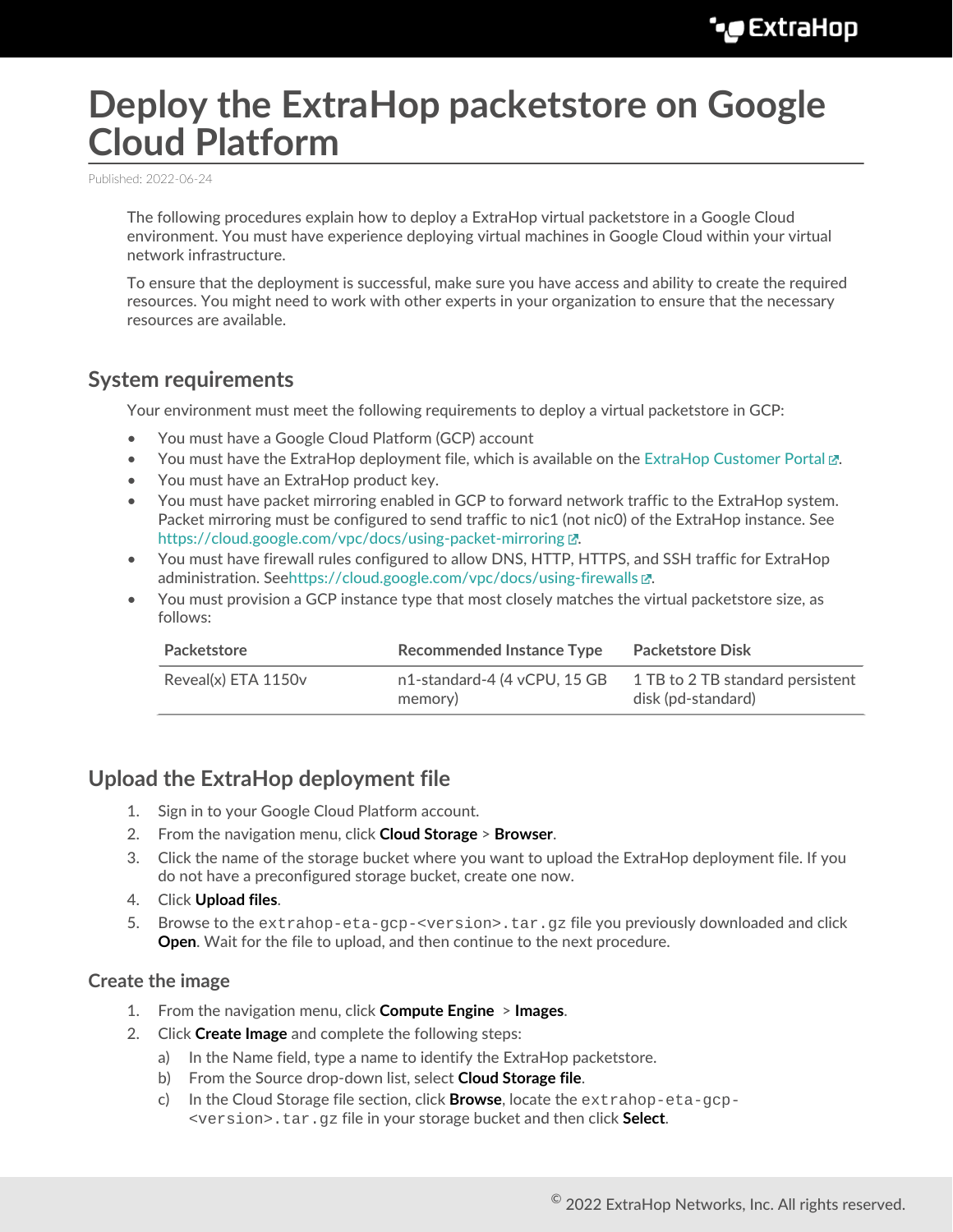# Deploy the ExtraHop packetstore on Google Cloud Platform

Published: 2022-06-24

The following procedures explain how to deploy a ExtraHop virtual packetstore in a Google Cloud environment. You must have experience deploying virtual machines in Google Cloud within your virtual network infrastructure.

To ensure that the deployment is successful, make sure you have access and ability to create the required resources. You might need to work with other experts in your organization to ensure that the necessary resources are available.

## System requirements

Your environment must meet the following requirements to deploy a virtual packetstore in GCP:

- You must have a Google Cloud Platform (GCP) account
- You must have the ExtraHop deployment file, which is available on the ExtraHop Customer Portal.
- You must have an ExtraHop product key.
- You must have packet mirroring enabled in GCP to forward network traffic to the ExtraHop system. Packet mirroring must be configured to send traffic to nic1 (not nic0) of the ExtraHop instance. See https://cloud.google.com/vpc/docs/using-packet-mirroring.
- You must have firewall rules configured to allow DNS, HTTP, HTTPS, and SSH traffic for ExtraHop administration. Seehttps://cloud.google.com/vpc/docs/using-firewalls.
- You must provision a GCP instance type that most closely matches the virtual packetstore size, as follows:

| Packetstore | Recommended Instance Type | Packetstore Disk |
| --- | --- | --- |
| Reveal(x) ETA 1150v | n1-standard-4 (4 vCPU, 15 GB memory) | 1 TB to 2 TB standard persistent disk (pd-standard) |

## Upload the ExtraHop deployment file

1. Sign in to your Google Cloud Platform account.
2. From the navigation menu, click **Cloud Storage** > **Browser**.
3. Click the name of the storage bucket where you want to upload the ExtraHop deployment file. If you do not have a preconfigured storage bucket, create one now.
4. Click **Upload files**.
5. Browse to the `extrahop-eta-gcp-<version>.tar.gz` file you previously downloaded and click **Open**. Wait for the file to upload, and then continue to the next procedure.

### Create the image

1. From the navigation menu, click **Compute Engine** > **Images**.
2. Click **Create Image** and complete the following steps:
   a) In the Name field, type a name to identify the ExtraHop packetstore.
   b) From the Source drop-down list, select **Cloud Storage file**.
   c) In the Cloud Storage file section, click **Browse**, locate the `extrahop-eta-gcp-<version>.tar.gz` file in your storage bucket and then click **Select**.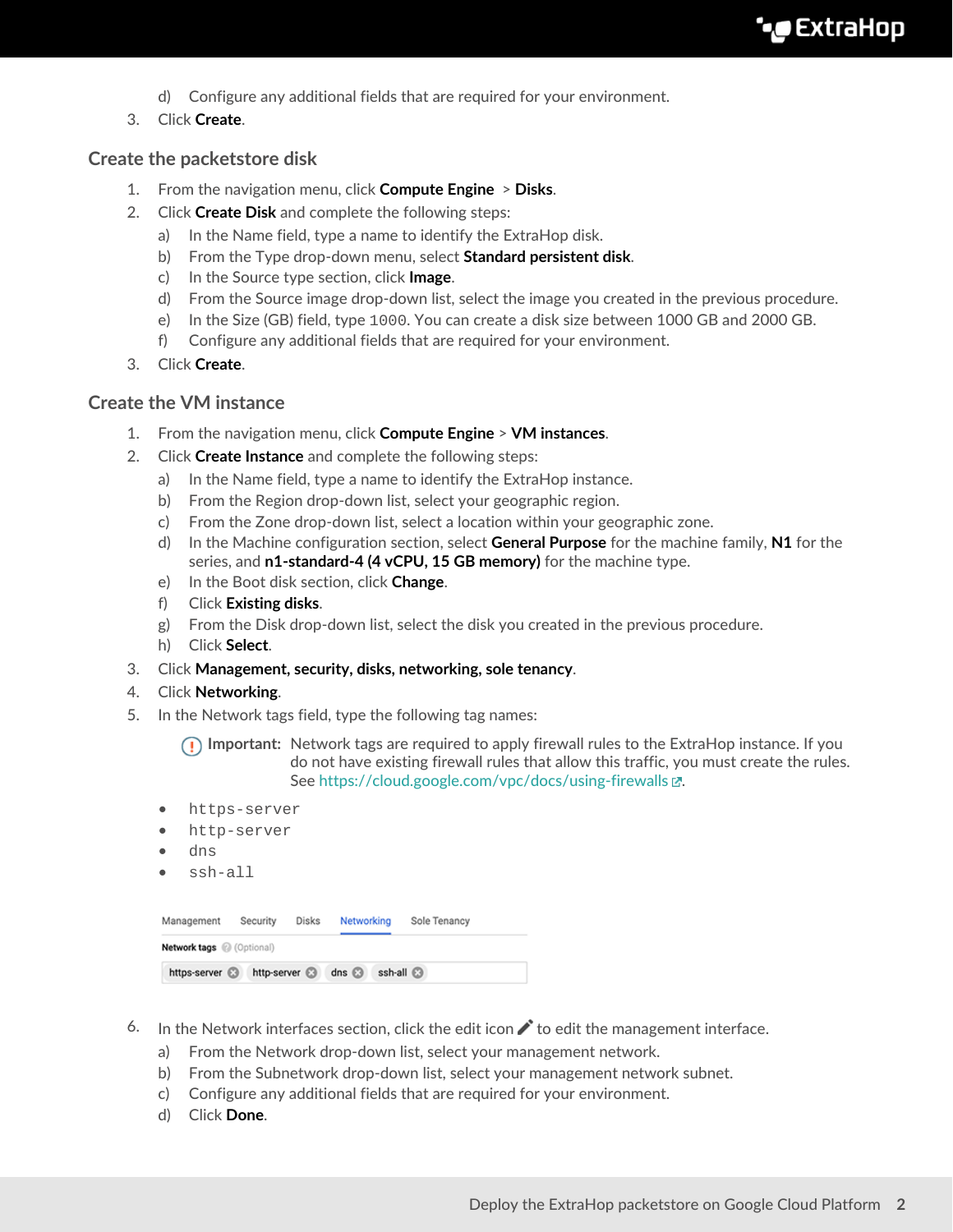d) Configure any additional fields that are required for your environment.

3. Click **Create**.

## Create the packetstore disk

1. From the navigation menu, click **Compute Engine** > **Disks**.
2. Click **Create Disk** and complete the following steps:
    a) In the Name field, type a name to identify the ExtraHop disk.
    b) From the Type drop-down menu, select **Standard persistent disk**.
    c) In the Source type section, click **Image**.
    d) From the Source image drop-down list, select the image you created in the previous procedure.
    e) In the Size (GB) field, type `1000`. You can create a disk size between 1000 GB and 2000 GB.
    f) Configure any additional fields that are required for your environment.
3. Click **Create**.

## Create the VM instance

1. From the navigation menu, click **Compute Engine** > **VM instances**.
2. Click **Create Instance** and complete the following steps:
    a) In the Name field, type a name to identify the ExtraHop instance.
    b) From the Region drop-down list, select your geographic region.
    c) From the Zone drop-down list, select a location within your geographic zone.
    d) In the Machine configuration section, select **General Purpose** for the machine family, **N1** for the series, and **n1-standard-4 (4 vCPU, 15 GB memory)** for the machine type.
    e) In the Boot disk section, click **Change**.
    f) Click **Existing disks**.
    g) From the Disk drop-down list, select the disk you created in the previous procedure.
    h) Click **Select**.
3. Click **Management, security, disks, networking, sole tenancy**.
4. Click **Networking**.
5. In the Network tags field, type the following tag names:

    **Important:** Network tags are required to apply firewall rules to the ExtraHop instance. If you do not have existing firewall rules that allow this traffic, you must create the rules. See https://cloud.google.com/vpc/docs/using-firewalls.

    - `https-server`
    - `http-server`
    - `dns`
    - `ssh-all`

    Management Security Disks Networking Sole Tenancy

    Network tags (Optional)

    https-server http-server dns ssh-all

6. In the Network interfaces section, click the edit icon to edit the management interface.
    a) From the Network drop-down list, select your management network.
    b) From the Subnetwork drop-down list, select your management network subnet.
    c) Configure any additional fields that are required for your environment.
    d) Click **Done**.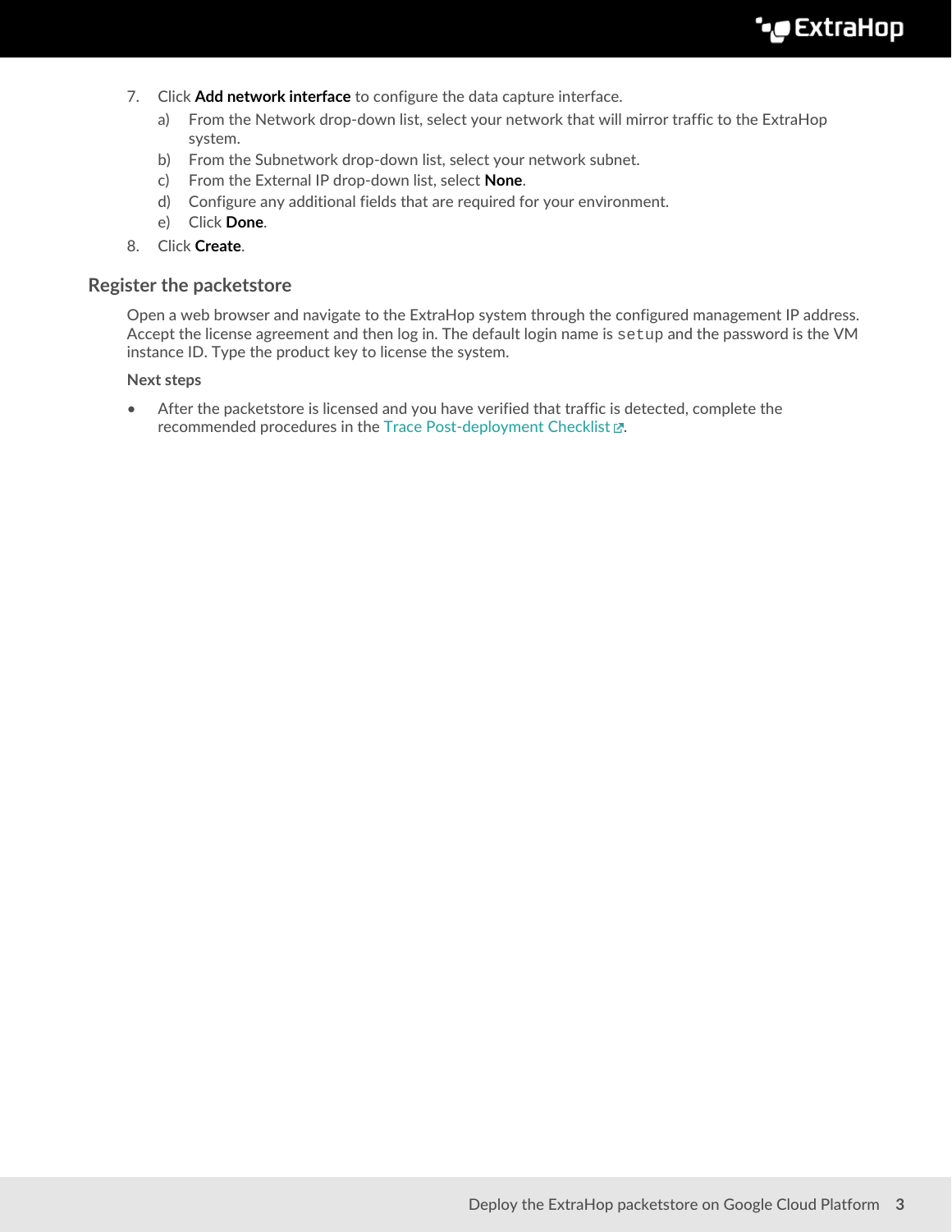7. Click **Add network interface** to configure the data capture interface.
   a) From the Network drop-down list, select your network that will mirror traffic to the ExtraHop system.
   b) From the Subnetwork drop-down list, select your network subnet.
   c) From the External IP drop-down list, select **None**.
   d) Configure any additional fields that are required for your environment.
   e) Click **Done**.
8. Click **Create**.

## Register the packetstore

Open a web browser and navigate to the ExtraHop system through the configured management IP address. Accept the license agreement and then log in. The default login name is `setup` and the password is the VM instance ID. Type the product key to license the system.

**Next steps**

- After the packetstore is licensed and you have verified that traffic is detected, complete the recommended procedures in the Trace Post-deployment Checklist.